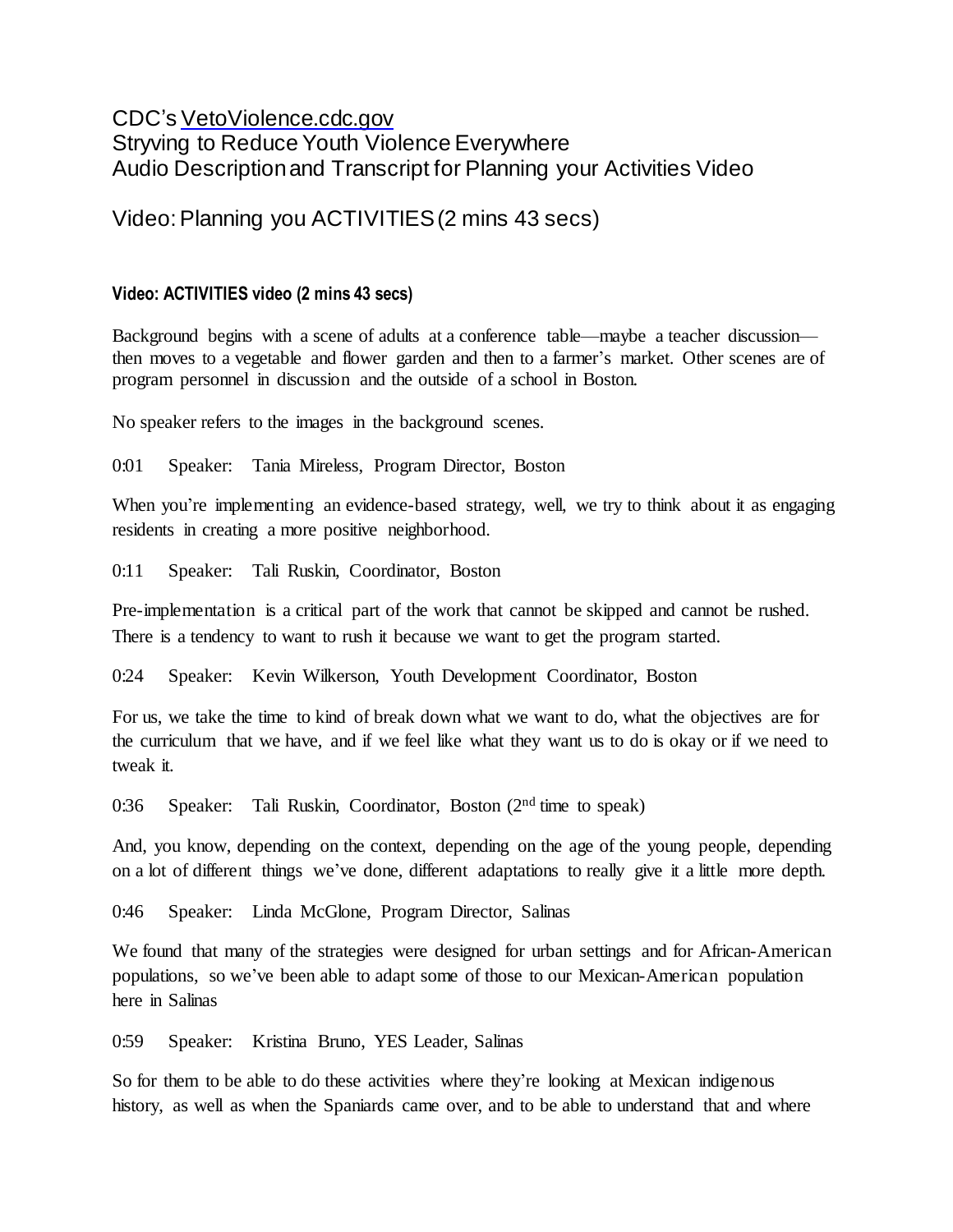CDC's VetoViolence.cdc.gov
Stryving to Reduce Youth Violence Everywhere
Audio Description and Transcript for Planning your Activities Video

# Video: Planning you ACTIVITIES (2 mins 43 secs)

### Video: ACTIVITIES video (2 mins 43 secs)

Background begins with a scene of adults at a conference table—maybe a teacher discussion—then moves to a vegetable and flower garden and then to a farmer's market. Other scenes are of program personnel in discussion and the outside of a school in Boston.

No speaker refers to the images in the background scenes.

0:01 Speaker: Tania Mireless, Program Director, Boston

When you're implementing an evidence-based strategy, well, we try to think about it as engaging residents in creating a more positive neighborhood.

0:11 Speaker: Tali Ruskin, Coordinator, Boston

Pre-implementation is a critical part of the work that cannot be skipped and cannot be rushed. There is a tendency to want to rush it because we want to get the program started.

0:24 Speaker: Kevin Wilkerson, Youth Development Coordinator, Boston

For us, we take the time to kind of break down what we want to do, what the objectives are for the curriculum that we have, and if we feel like what they want us to do is okay or if we need to tweak it.

0:36 Speaker: Tali Ruskin, Coordinator, Boston (2nd time to speak)

And, you know, depending on the context, depending on the age of the young people, depending on a lot of different things we've done, different adaptations to really give it a little more depth.

0:46 Speaker: Linda McGlone, Program Director, Salinas

We found that many of the strategies were designed for urban settings and for African-American populations, so we've been able to adapt some of those to our Mexican-American population here in Salinas

0:59 Speaker: Kristina Bruno, YES Leader, Salinas

So for them to be able to do these activities where they're looking at Mexican indigenous history, as well as when the Spaniards came over, and to be able to understand that and where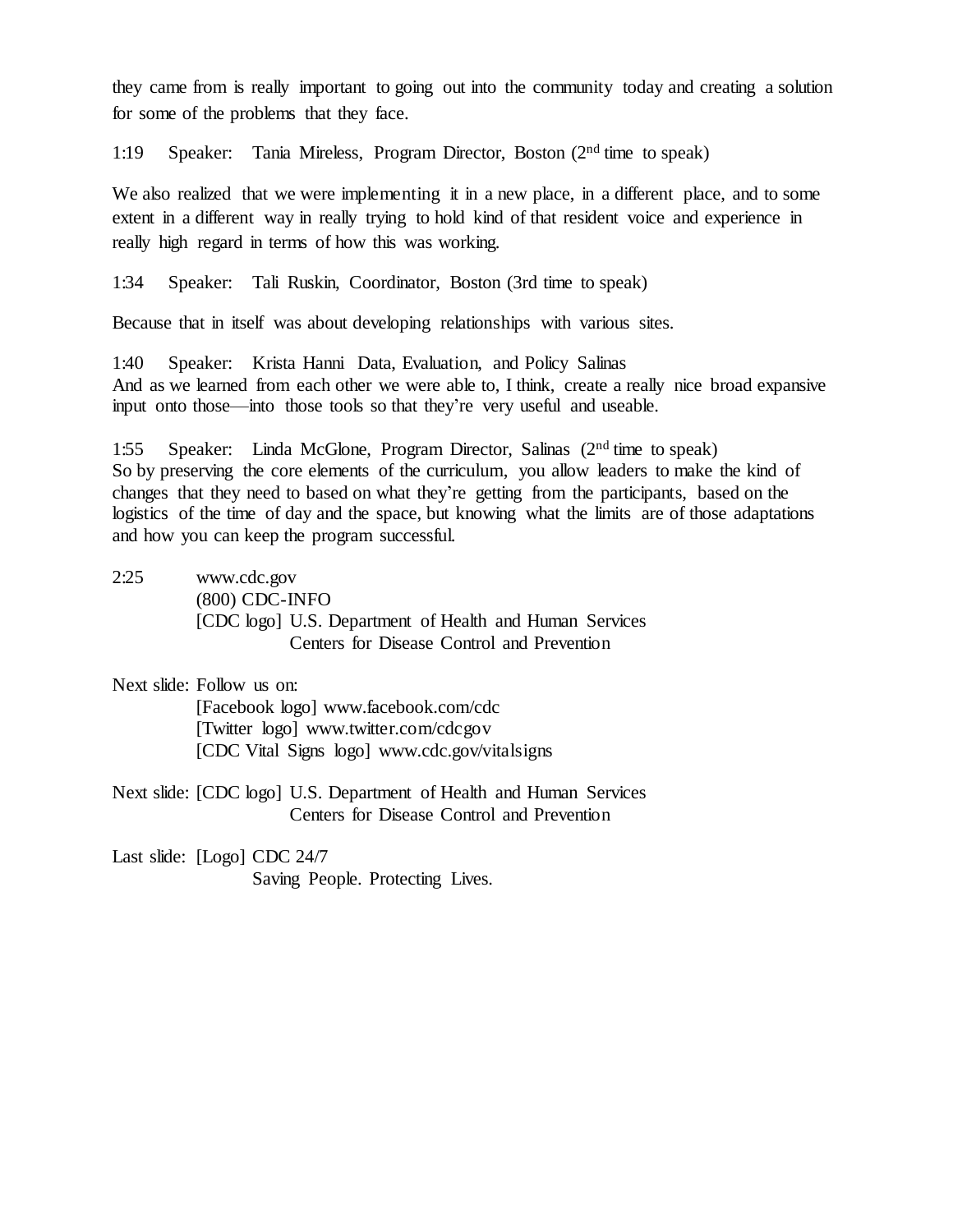they came from is really important to going out into the community today and creating a solution for some of the problems that they face.

1:19 Speaker: Tania Mireless, Program Director, Boston (2nd time to speak)

We also realized that we were implementing it in a new place, in a different place, and to some extent in a different way in really trying to hold kind of that resident voice and experience in really high regard in terms of how this was working.

1:34 Speaker: Tali Ruskin, Coordinator, Boston (3rd time to speak)

Because that in itself was about developing relationships with various sites.

1:40 Speaker: Krista Hanni Data, Evaluation, and Policy Salinas

And as we learned from each other we were able to, I think, create a really nice broad expansive input onto those—into those tools so that they're very useful and useable.

1:55 Speaker: Linda McGlone, Program Director, Salinas (2nd time to speak)

So by preserving the core elements of the curriculum, you allow leaders to make the kind of changes that they need to based on what they're getting from the participants, based on the logistics of the time of day and the space, but knowing what the limits are of those adaptations and how you can keep the program successful.

2:25 www.cdc.gov
(800) CDC-INFO
[CDC logo] U.S. Department of Health and Human Services
Centers for Disease Control and Prevention

Next slide: Follow us on:
[Facebook logo] www.facebook.com/cdc
[Twitter logo] www.twitter.com/cdcgov
[CDC Vital Signs logo] www.cdc.gov/vitalsigns

Next slide: [CDC logo] U.S. Department of Health and Human Services
Centers for Disease Control and Prevention

Last slide: [Logo] CDC 24/7
Saving People. Protecting Lives.